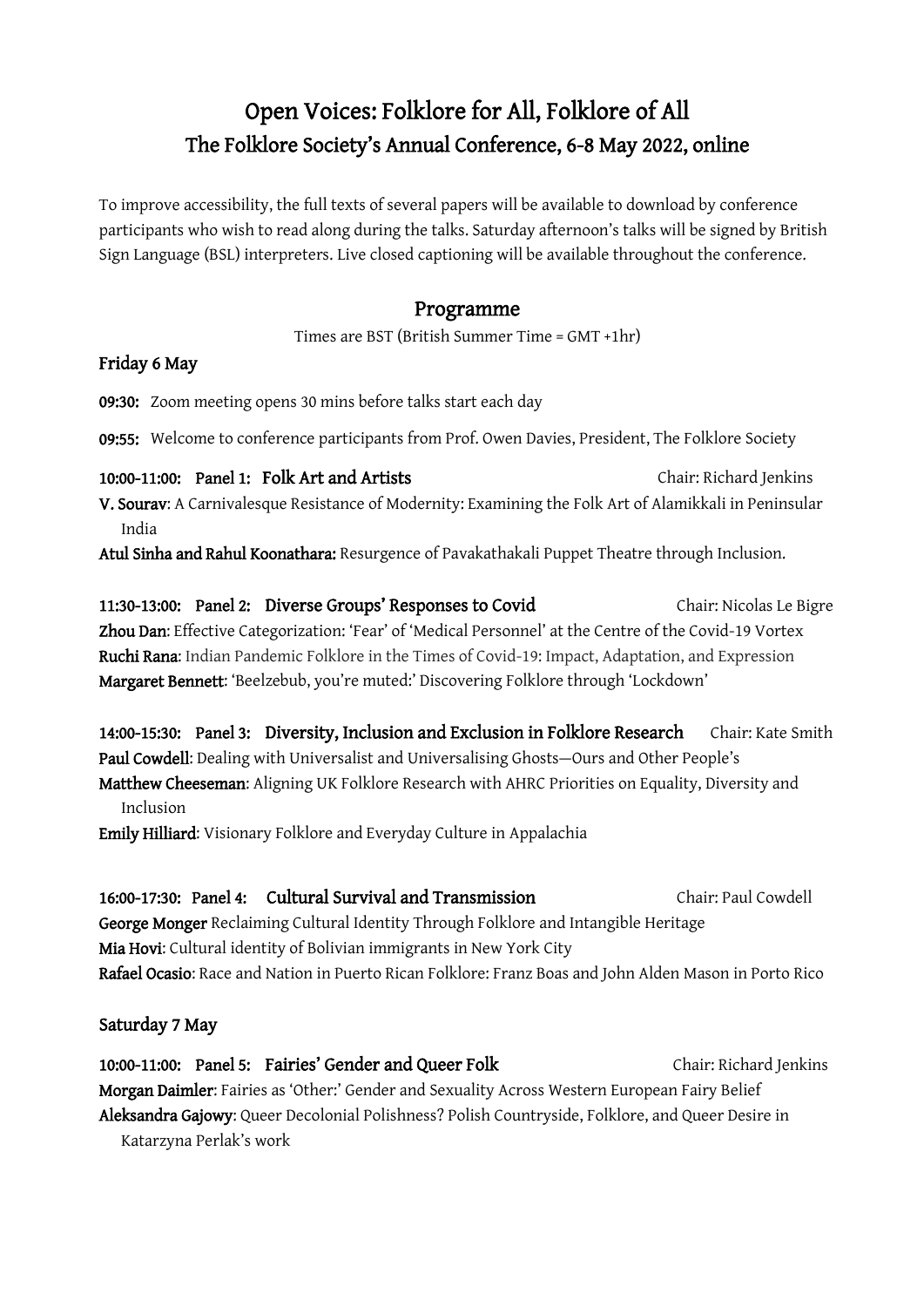# Open Voices: Folklore for All, Folklore of All

## The Folklore Society's Annual Conference, 6-8 May 2022, online

To improve accessibility, the full texts of several papers will be available to download by conference participants who wish to read along during the talks. Saturday afternoon's talks will be signed by British Sign Language (BSL) interpreters. Live closed captioning will be available throughout the conference.

## Programme

Times are BST (British Summer Time = GMT +1hr)

### Friday 6 May

**09:30:** Zoom meeting opens 30 mins before talks start each day

**09:55:** Welcome to conference participants from Prof. Owen Davies, President, The Folklore Society

**10:00-11:00: Panel 1: Folk Art and Artists** Chair: Richard Jenkins

**V. Sourav**: A Carnivalesque Resistance of Modernity: Examining the Folk Art of Alamikkali in Peninsular India

**Atul Sinha and Rahul Koonathara:** Resurgence of Pavakathakali Puppet Theatre through Inclusion.

**11:30-13:00: Panel 2: Diverse Groups' Responses to Covid** Chair: Nicolas Le Bigre

**Zhou Dan**: Effective Categorization: 'Fear' of 'Medical Personnel' at the Centre of the Covid-19 Vortex

**Ruchi Rana**: Indian Pandemic Folklore in the Times of Covid-19: Impact, Adaptation, and Expression

**Margaret Bennett**: 'Beelzebub, you're muted:' Discovering Folklore through 'Lockdown'

**14:00-15:30: Panel 3: Diversity, Inclusion and Exclusion in Folklore Research** Chair: Kate Smith

**Paul Cowdell**: Dealing with Universalist and Universalising Ghosts—Ours and Other People's

**Matthew Cheeseman**: Aligning UK Folklore Research with AHRC Priorities on Equality, Diversity and Inclusion

**Emily Hilliard**: Visionary Folklore and Everyday Culture in Appalachia

**16:00-17:30: Panel 4: Cultural Survival and Transmission** Chair: Paul Cowdell

**George Monger** Reclaiming Cultural Identity Through Folklore and Intangible Heritage

**Mia Hovi**: Cultural identity of Bolivian immigrants in New York City

**Rafael Ocasio**: Race and Nation in Puerto Rican Folklore: Franz Boas and John Alden Mason in Porto Rico

### Saturday 7 May

**10:00-11:00: Panel 5: Fairies' Gender and Queer Folk** Chair: Richard Jenkins

**Morgan Daimler**: Fairies as 'Other:' Gender and Sexuality Across Western European Fairy Belief

**Aleksandra Gajowy**: Queer Decolonial Polishness? Polish Countryside, Folklore, and Queer Desire in Katarzyna Perlak's work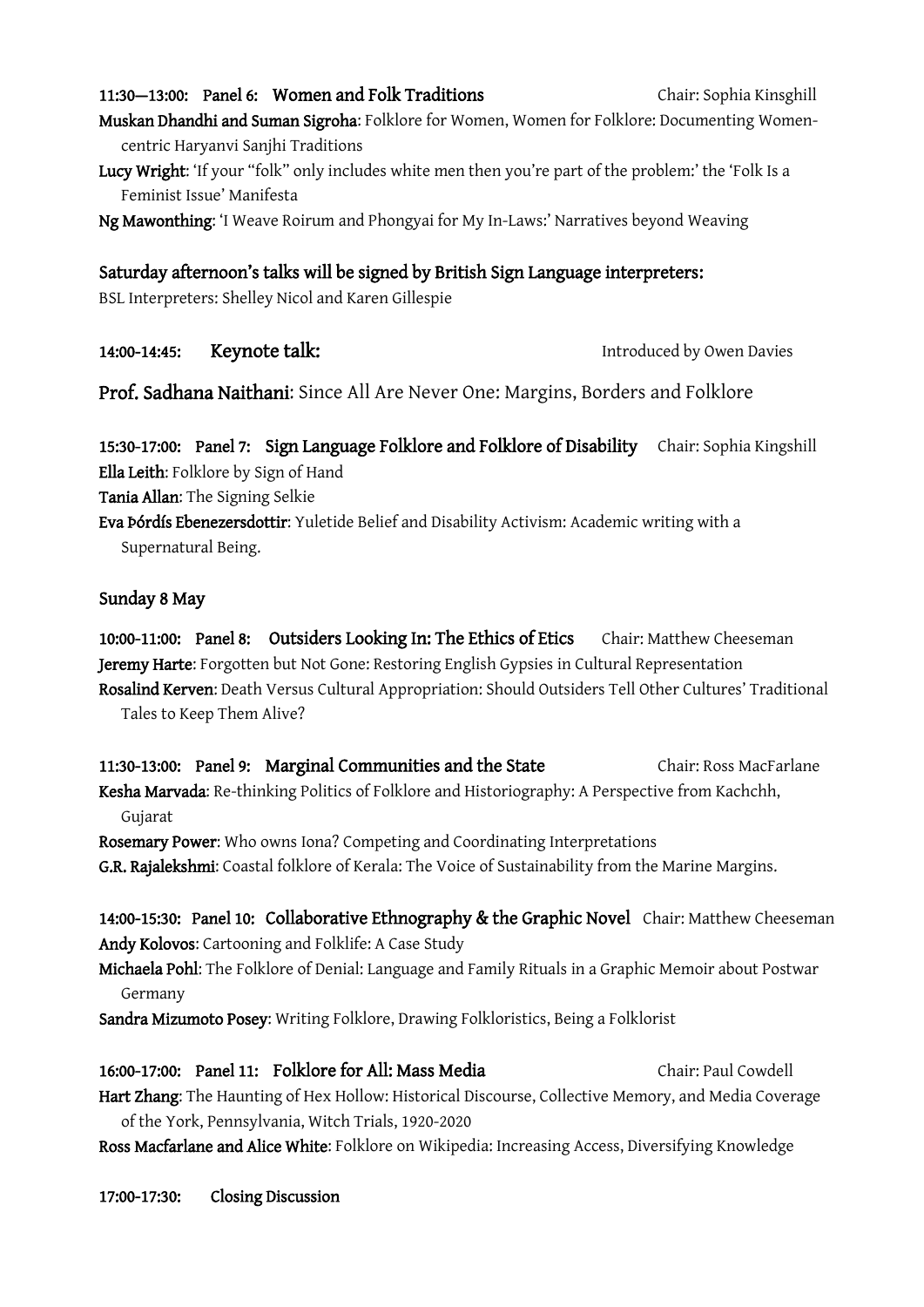**11:30—13:00: Panel 6: Women and Folk Traditions** Chair: Sophia Kinsghill

**Muskan Dhandhi and Suman Sigroha**: Folklore for Women, Women for Folklore: Documenting Women-centric Haryanvi Sanjhi Traditions

**Lucy Wright**: 'If your "folk" only includes white men then you're part of the problem:' the 'Folk Is a Feminist Issue' Manifesta

**Ng Mawonthing**: 'I Weave Roirum and Phongyai for My In-Laws:' Narratives beyond Weaving

**Saturday afternoon's talks will be signed by British Sign Language interpreters:**

BSL Interpreters: Shelley Nicol and Karen Gillespie

**14:00-14:45: Keynote talk:** Introduced by Owen Davies

**Prof. Sadhana Naithani**: Since All Are Never One: Margins, Borders and Folklore

**15:30-17:00: Panel 7: Sign Language Folklore and Folklore of Disability** Chair: Sophia Kingshill

**Ella Leith**: Folklore by Sign of Hand

**Tania Allan**: The Signing Selkie

**Eva Þórdís Ebenezersdottir**: Yuletide Belief and Disability Activism: Academic writing with a Supernatural Being.

## Sunday 8 May

**10:00-11:00: Panel 8: Outsiders Looking In: The Ethics of Etics** Chair: Matthew Cheeseman

**Jeremy Harte**: Forgotten but Not Gone: Restoring English Gypsies in Cultural Representation

**Rosalind Kerven**: Death Versus Cultural Appropriation: Should Outsiders Tell Other Cultures' Traditional Tales to Keep Them Alive?

**11:30-13:00: Panel 9: Marginal Communities and the State** Chair: Ross MacFarlane

**Kesha Marvada**: Re-thinking Politics of Folklore and Historiography: A Perspective from Kachchh, Gujarat

**Rosemary Power**: Who owns Iona? Competing and Coordinating Interpretations

**G.R. Rajalekshmi**: Coastal folklore of Kerala: The Voice of Sustainability from the Marine Margins.

**14:00-15:30: Panel 10: Collaborative Ethnography & the Graphic Novel** Chair: Matthew Cheeseman

**Andy Kolovos**: Cartooning and Folklife: A Case Study

**Michaela Pohl**: The Folklore of Denial: Language and Family Rituals in a Graphic Memoir about Postwar Germany

**Sandra Mizumoto Posey**: Writing Folklore, Drawing Folkloristics, Being a Folklorist

**16:00-17:00: Panel 11: Folklore for All: Mass Media** Chair: Paul Cowdell

**Hart Zhang**: The Haunting of Hex Hollow: Historical Discourse, Collective Memory, and Media Coverage of the York, Pennsylvania, Witch Trials, 1920-2020

**Ross Macfarlane and Alice White**: Folklore on Wikipedia: Increasing Access, Diversifying Knowledge

**17:00-17:30: Closing Discussion**